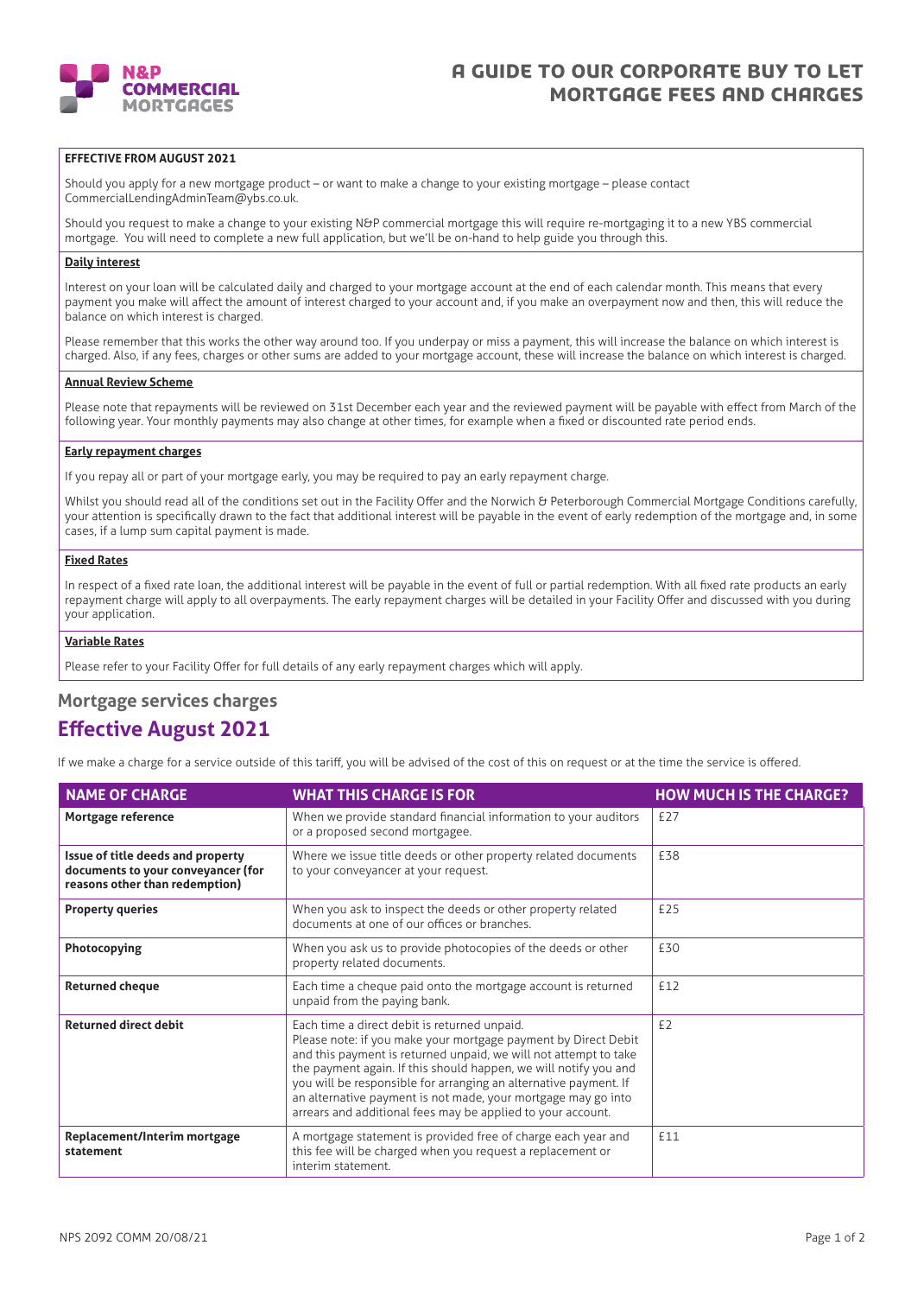N&P COMMERCIAL MORTGAGES

# A GUIDE TO OUR CORPORATE BUY TO LET MORTGAGE FEES AND CHARGES

**EFFECTIVE FROM AUGUST 2021**

Should you apply for a new mortgage product – or want to make a change to your existing mortgage – please contact CommercialLendingAdminTeam@ybs.co.uk.

Should you request to make a change to your existing N&P commercial mortgage this will require re-mortgaging it to a new YBS commercial mortgage. You will need to complete a new full application, but we'll be on-hand to help guide you through this.

**Daily interest**

Interest on your loan will be calculated daily and charged to your mortgage account at the end of each calendar month. This means that every payment you make will affect the amount of interest charged to your account and, if you make an overpayment now and then, this will reduce the balance on which interest is charged.

Please remember that this works the other way around too. If you underpay or miss a payment, this will increase the balance on which interest is charged. Also, if any fees, charges or other sums are added to your mortgage account, these will increase the balance on which interest is charged.

**Annual Review Scheme**

Please note that repayments will be reviewed on 31st December each year and the reviewed payment will be payable with effect from March of the following year. Your monthly payments may also change at other times, for example when a fixed or discounted rate period ends.

**Early repayment charges**

If you repay all or part of your mortgage early, you may be required to pay an early repayment charge.

Whilst you should read all of the conditions set out in the Facility Offer and the Norwich & Peterborough Commercial Mortgage Conditions carefully, your attention is specifically drawn to the fact that additional interest will be payable in the event of early redemption of the mortgage and, in some cases, if a lump sum capital payment is made.

**Fixed Rates**

In respect of a fixed rate loan, the additional interest will be payable in the event of full or partial redemption. With all fixed rate products an early repayment charge will apply to all overpayments. The early repayment charges will be detailed in your Facility Offer and discussed with you during your application.

**Variable Rates**

Please refer to your Facility Offer for full details of any early repayment charges which will apply.

## Mortgage services charges

## Effective August 2021

If we make a charge for a service outside of this tariff, you will be advised of the cost of this on request or at the time the service is offered.

| NAME OF CHARGE | WHAT THIS CHARGE IS FOR | HOW MUCH IS THE CHARGE? |
|---|---|---|
| **Mortgage reference** | When we provide standard financial information to your auditors or a proposed second mortgagee. | £27 |
| **Issue of title deeds and property documents to your conveyancer (for reasons other than redemption)** | Where we issue title deeds or other property related documents to your conveyancer at your request. | £38 |
| **Property queries** | When you ask to inspect the deeds or other property related documents at one of our offices or branches. | £25 |
| **Photocopying** | When you ask us to provide photocopies of the deeds or other property related documents. | £30 |
| **Returned cheque** | Each time a cheque paid onto the mortgage account is returned unpaid from the paying bank. | £12 |
| **Returned direct debit** | Each time a direct debit is returned unpaid. Please note: if you make your mortgage payment by Direct Debit and this payment is returned unpaid, we will not attempt to take the payment again. If this should happen, we will notify you and you will be responsible for arranging an alternative payment. If an alternative payment is not made, your mortgage may go into arrears and additional fees may be applied to your account. | £2 |
| **Replacement/Interim mortgage statement** | A mortgage statement is provided free of charge each year and this fee will be charged when you request a replacement or interim statement. | £11 |

NPS 2092 COMM 20/08/21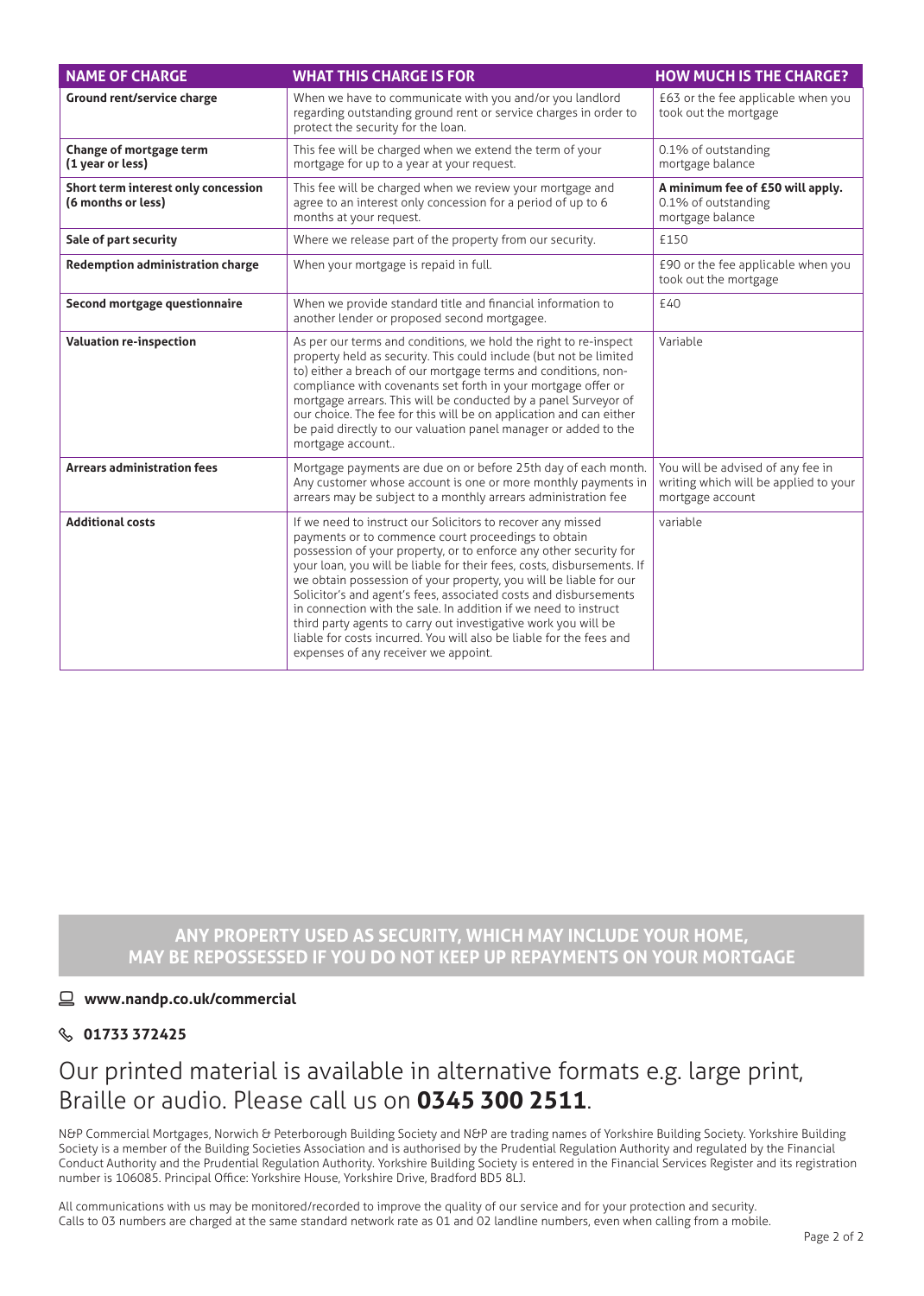| NAME OF CHARGE | WHAT THIS CHARGE IS FOR | HOW MUCH IS THE CHARGE? |
|---|---|---|
| **Ground rent/service charge** | When we have to communicate with you and/or you landlord regarding outstanding ground rent or service charges in order to protect the security for the loan. | £63 or the fee applicable when you took out the mortgage |
| **Change of mortgage term (1 year or less)** | This fee will be charged when we extend the term of your mortgage for up to a year at your request. | 0.1% of outstanding mortgage balance |
| **Short term interest only concession (6 months or less)** | This fee will be charged when we review your mortgage and agree to an interest only concession for a period of up to 6 months at your request. | **A minimum fee of £50 will apply.** 0.1% of outstanding mortgage balance |
| **Sale of part security** | Where we release part of the property from our security. | £150 |
| **Redemption administration charge** | When your mortgage is repaid in full. | £90 or the fee applicable when you took out the mortgage |
| **Second mortgage questionnaire** | When we provide standard title and financial information to another lender or proposed second mortgagee. | £40 |
| **Valuation re-inspection** | As per our terms and conditions, we hold the right to re-inspect property held as security. This could include (but not be limited to) either a breach of our mortgage terms and conditions, non-compliance with covenants set forth in your mortgage offer or mortgage arrears. This will be conducted by a panel Surveyor of our choice. The fee for this will be on application and can either be paid directly to our valuation panel manager or added to the mortgage account.. | Variable |
| **Arrears administration fees** | Mortgage payments are due on or before 25th day of each month. Any customer whose account is one or more monthly payments in arrears may be subject to a monthly arrears administration fee | You will be advised of any fee in writing which will be applied to your mortgage account |
| **Additional costs** | If we need to instruct our Solicitors to recover any missed payments or to commence court proceedings to obtain possession of your property, or to enforce any other security for your loan, you will be liable for their fees, costs, disbursements. If we obtain possession of your property, you will be liable for our Solicitor's and agent's fees, associated costs and disbursements in connection with the sale. In addition if we need to instruct third party agents to carry out investigative work you will be liable for costs incurred. You will also be liable for the fees and expenses of any receiver we appoint. | variable |

**ANY PROPERTY USED AS SECURITY, WHICH MAY INCLUDE YOUR HOME, MAY BE REPOSSESSED IF YOU DO NOT KEEP UP REPAYMENTS ON YOUR MORTGAGE**

**www.nandp.co.uk/commercial**

**01733 372425**

## Our printed material is available in alternative formats e.g. large print, Braille or audio. Please call us on **0345 300 2511**.

N&P Commercial Mortgages, Norwich & Peterborough Building Society and N&P are trading names of Yorkshire Building Society. Yorkshire Building Society is a member of the Building Societies Association and is authorised by the Prudential Regulation Authority and regulated by the Financial Conduct Authority and the Prudential Regulation Authority. Yorkshire Building Society is entered in the Financial Services Register and its registration number is 106085. Principal Office: Yorkshire House, Yorkshire Drive, Bradford BD5 8LJ.

All communications with us may be monitored/recorded to improve the quality of our service and for your protection and security. Calls to 03 numbers are charged at the same standard network rate as 01 and 02 landline numbers, even when calling from a mobile.